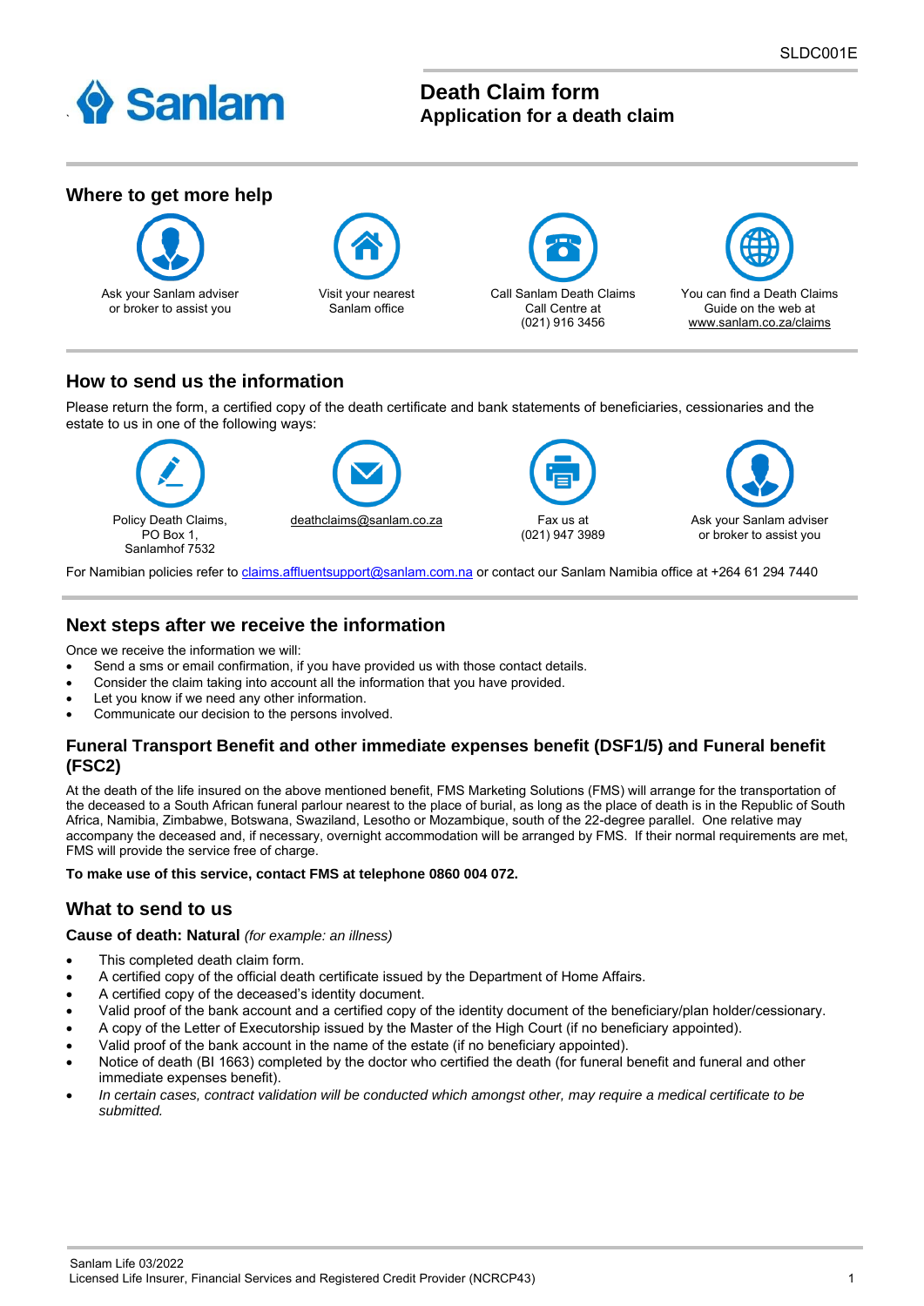SLDC001E

# Death Claim form

## Application for a death claim

## Where to get more help

Ask your Sanlam adviser or broker to assist you

Visit your nearest Sanlam office

Call Sanlam Death Claims Call Centre at (021) 916 3456

You can find a Death Claims Guide on the web at www.sanlam.co.za/claims

## How to send us the information

Please return the form, a certified copy of the death certificate and bank statements of beneficiaries, cessionaries and the estate to us in one of the following ways:

Policy Death Claims, PO Box 1, Sanlamhof 7532

deathclaims@sanlam.co.za

Fax us at (021) 947 3989

Ask your Sanlam adviser or broker to assist you

For Namibian policies refer to claims.affluentsupport@sanlam.com.na or contact our Sanlam Namibia office at +264 61 294 7440

## Next steps after we receive the information

Once we receive the information we will:

- Send a sms or email confirmation, if you have provided us with those contact details.
- Consider the claim taking into account all the information that you have provided.
- Let you know if we need any other information.
- Communicate our decision to the persons involved.

### Funeral Transport Benefit and other immediate expenses benefit (DSF1/5) and Funeral benefit (FSC2)

At the death of the life insured on the above mentioned benefit, FMS Marketing Solutions (FMS) will arrange for the transportation of the deceased to a South African funeral parlour nearest to the place of burial, as long as the place of death is in the Republic of South Africa, Namibia, Zimbabwe, Botswana, Swaziland, Lesotho or Mozambique, south of the 22-degree parallel. One relative may accompany the deceased and, if necessary, overnight accommodation will be arranged by FMS. If their normal requirements are met, FMS will provide the service free of charge.

**To make use of this service, contact FMS at telephone 0860 004 072.**

## What to send to us

**Cause of death: Natural** *(for example: an illness)*

- This completed death claim form.
- A certified copy of the official death certificate issued by the Department of Home Affairs.
- A certified copy of the deceased's identity document.
- Valid proof of the bank account and a certified copy of the identity document of the beneficiary/plan holder/cessionary.
- A copy of the Letter of Executorship issued by the Master of the High Court (if no beneficiary appointed).
- Valid proof of the bank account in the name of the estate (if no beneficiary appointed).
- Notice of death (BI 1663) completed by the doctor who certified the death (for funeral benefit and funeral and other immediate expenses benefit).
- *In certain cases, contract validation will be conducted which amongst other, may require a medical certificate to be submitted.*

Sanlam Life 03/2022
Licensed Life Insurer, Financial Services and Registered Credit Provider (NCRCP43)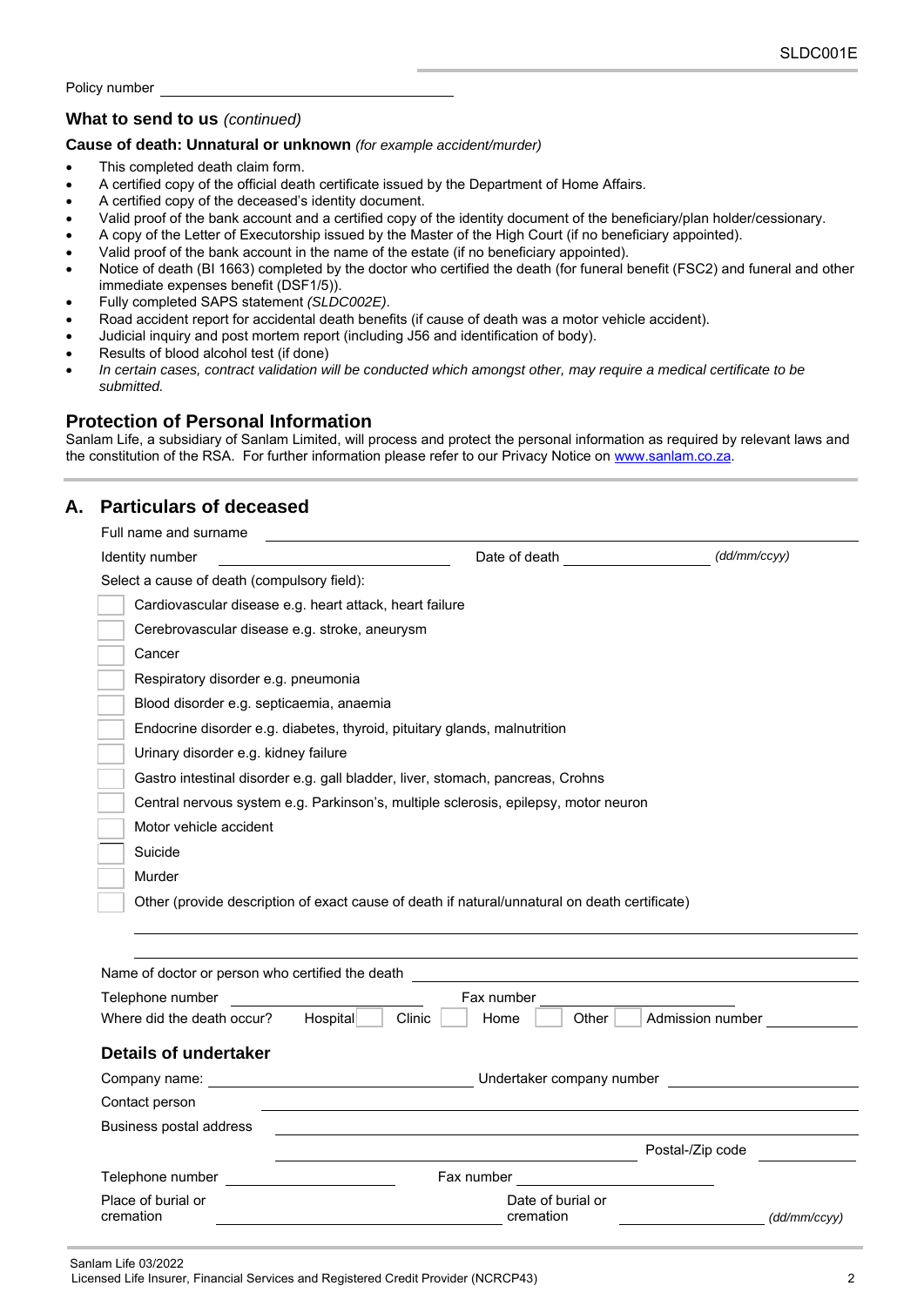Policy number ______________________

## What to send to us *(continued)*

**Cause of death: Unnatural or unknown** *(for example accident/murder)*

- This completed death claim form.
- A certified copy of the official death certificate issued by the Department of Home Affairs.
- A certified copy of the deceased's identity document.
- Valid proof of the bank account and a certified copy of the identity document of the beneficiary/plan holder/cessionary.
- A copy of the Letter of Executorship issued by the Master of the High Court (if no beneficiary appointed).
- Valid proof of the bank account in the name of the estate (if no beneficiary appointed).
- Notice of death (BI 1663) completed by the doctor who certified the death (for funeral benefit (FSC2) and funeral and other immediate expenses benefit (DSF1/5)).
- Fully completed SAPS statement *(SLDC002E)*.
- Road accident report for accidental death benefits (if cause of death was a motor vehicle accident).
- Judicial inquiry and post mortem report (including J56 and identification of body).
- Results of blood alcohol test (if done)
- *In certain cases, contract validation will be conducted which amongst other, may require a medical certificate to be submitted.*

## Protection of Personal Information

Sanlam Life, a subsidiary of Sanlam Limited, will process and protect the personal information as required by relevant laws and the constitution of the RSA. For further information please refer to our Privacy Notice on www.sanlam.co.za.

## A. Particulars of deceased

Full name and surname ______________________

Identity number ______________________ Date of death ______________________ *(dd/mm/ccyy)*

Select a cause of death (compulsory field):

- ☐ Cardiovascular disease e.g. heart attack, heart failure
- ☐ Cerebrovascular disease e.g. stroke, aneurysm
- ☐ Cancer
- ☐ Respiratory disorder e.g. pneumonia
- ☐ Blood disorder e.g. septicaemia, anaemia
- ☐ Endocrine disorder e.g. diabetes, thyroid, pituitary glands, malnutrition
- ☐ Urinary disorder e.g. kidney failure
- ☐ Gastro intestinal disorder e.g. gall bladder, liver, stomach, pancreas, Crohns
- ☐ Central nervous system e.g. Parkinson's, multiple sclerosis, epilepsy, motor neuron
- ☐ Motor vehicle accident
- ☐ Suicide
- ☐ Murder
- ☐ Other (provide description of exact cause of death if natural/unnatural on death certificate)

______________________

______________________

Name of doctor or person who certified the death ______________________

Telephone number ______________________ Fax number ______________________

Where did the death occur? Hospital ☐ Clinic ☐ Home ☐ Other ☐ Admission number ______________________

### Details of undertaker

Company name: ______________________ Undertaker company number ______________________

Contact person ______________________

Business postal address ______________________

______________________ Postal-/Zip code ______________________

Telephone number ______________________ Fax number ______________________

Place of burial or cremation ______________________ Date of burial or cremation ______________________ *(dd/mm/ccyy)*

Sanlam Life 03/2022

Licensed Life Insurer, Financial Services and Registered Credit Provider (NCRCP43)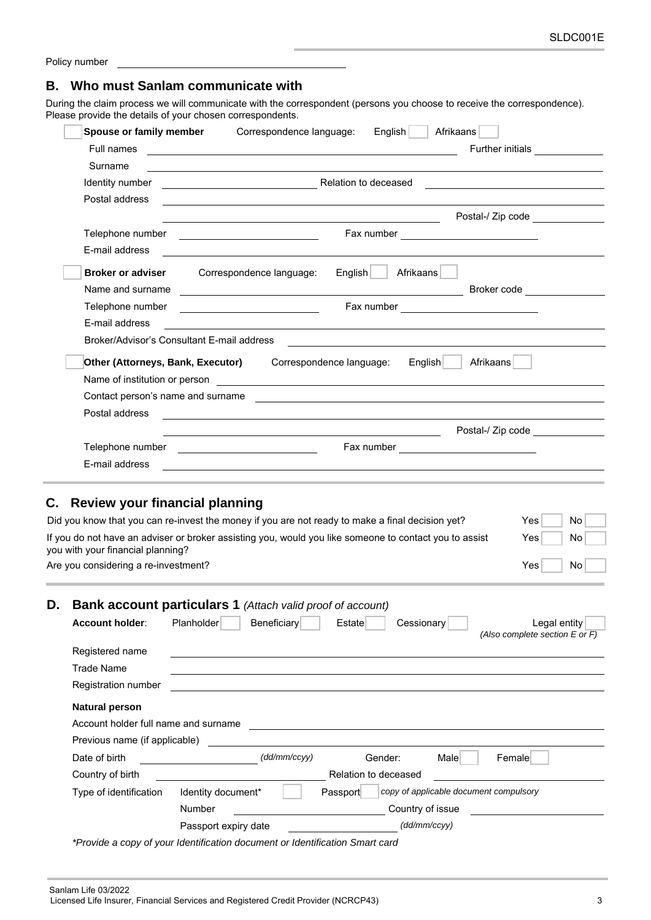SLDC001E

Policy number ____________________

## B. Who must Sanlam communicate with

During the claim process we will communicate with the correspondent (persons you choose to receive the correspondence). Please provide the details of your chosen correspondents.

☐ **Spouse or family member** Correspondence language: English ☐ Afrikaans ☐

Full names ____________________ Further initials ____________

Surname ____________________

Identity number ____________________ Relation to deceased ____________________

Postal address ____________________

____________________ Postal-/ Zip code ____________

Telephone number ____________________ Fax number ____________________

E-mail address ____________________

☐ **Broker or adviser** Correspondence language: English ☐ Afrikaans ☐

Name and surname ____________________ Broker code ____________

Telephone number ____________________ Fax number ____________________

E-mail address ____________________

Broker/Advisor's Consultant E-mail address ____________________

☐ **Other (Attorneys, Bank, Executor)** Correspondence language: English ☐ Afrikaans ☐

Name of institution or person ____________________

Contact person's name and surname ____________________

Postal address ____________________

____________________ Postal-/ Zip code ____________

Telephone number ____________________ Fax number ____________________

E-mail address ____________________

## C. Review your financial planning

Did you know that you can re-invest the money if you are not ready to make a final decision yet? Yes ☐ No ☐

If you do not have an adviser or broker assisting you, would you like someone to contact you to assist you with your financial planning? Yes ☐ No ☐

Are you considering a re-investment? Yes ☐ No ☐

## D. Bank account particulars 1 *(Attach valid proof of account)*

**Account holder**: Planholder ☐ Beneficiary ☐ Estate ☐ Cessionary ☐ Legal entity ☐ *(Also complete section E or F)*

Registered name ____________________

Trade Name ____________________

Registration number ____________________

**Natural person**

Account holder full name and surname ____________________

Previous name (if applicable) ____________________

Date of birth ____________ *(dd/mm/ccyy)* Gender: Male ☐ Female ☐

Country of birth ____________________ Relation to deceased ____________________

Type of identification Identity document* ☐ Passport ☐ *copy of applicable document compulsory*

Number ____________________ Country of issue ____________________

Passport expiry date ____________ *(dd/mm/ccyy)*

*\*Provide a copy of your Identification document or Identification Smart card*

Sanlam Life 03/2022
Licensed Life Insurer, Financial Services and Registered Credit Provider (NCRCP43)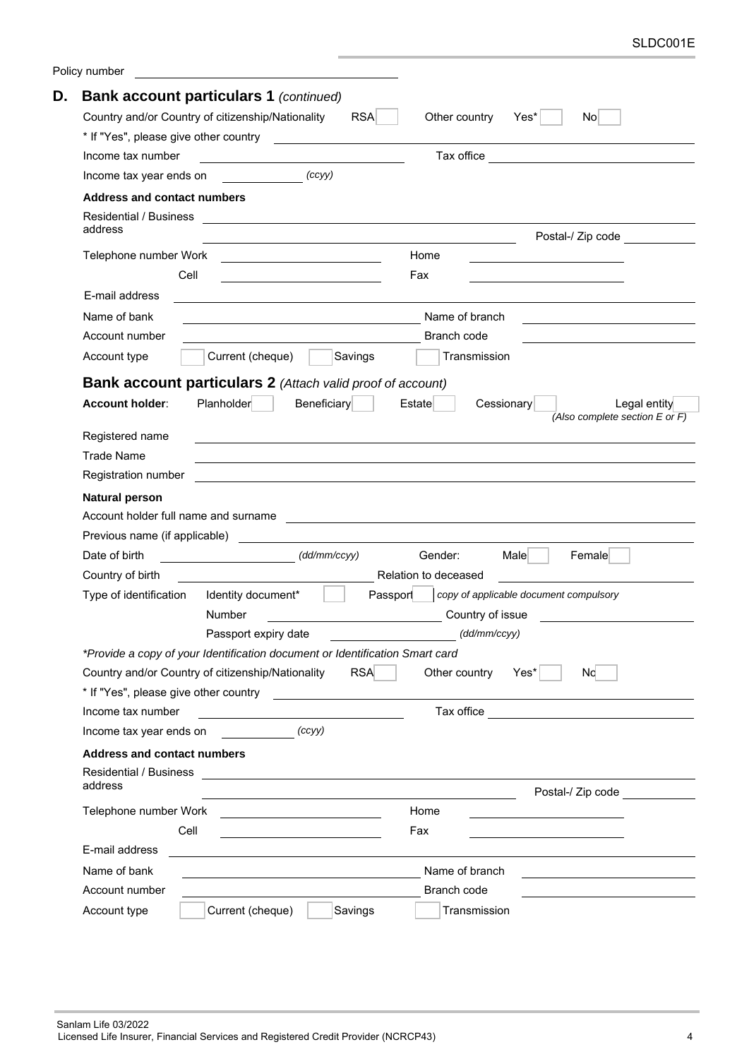Policy number ______________________

## D. Bank account particulars 1 *(continued)*

Country and/or Country of citizenship/Nationality RSA ☐ Other country Yes* ☐ No ☐

\* If "Yes", please give other country ______________________

Income tax number ______________________ Tax office ______________________

Income tax year ends on ____________ *(ccyy)*

**Address and contact numbers**

Residential / Business address ______________________ Postal-/ Zip code ____________

Telephone number Work ______________________ Home ______________________

Cell ______________________ Fax ______________________

E-mail address ______________________

Name of bank ______________________ Name of branch ______________________

Account number ______________________ Branch code ______________________

Account type ☐ Current (cheque) ☐ Savings ☐ Transmission

## Bank account particulars 2 *(Attach valid proof of account)*

**Account holder**: Planholder ☐ Beneficiary ☐ Estate ☐ Cessionary ☐ Legal entity ☐ *(Also complete section E or F)*

Registered name ______________________

Trade Name ______________________

Registration number ______________________

**Natural person**

Account holder full name and surname ______________________

Previous name (if applicable) ______________________

Date of birth ____________ *(dd/mm/ccyy)* Gender: Male ☐ Female ☐

Country of birth ______________________ Relation to deceased ______________________

Type of identification Identity document* ☐ Passport ☐ *copy of applicable document compulsory*

Number ______________________ Country of issue ______________________

Passport expiry date ____________ *(dd/mm/ccyy)*

*\*Provide a copy of your Identification document or Identification Smart card*

Country and/or Country of citizenship/Nationality RSA ☐ Other country Yes* ☐ No ☐

\* If "Yes", please give other country ______________________

Income tax number ______________________ Tax office ______________________

Income tax year ends on ____________ *(ccyy)*

**Address and contact numbers**

Residential / Business address ______________________ Postal-/ Zip code ____________

Telephone number Work ______________________ Home ______________________

Cell ______________________ Fax ______________________

E-mail address ______________________

Name of bank ______________________ Name of branch ______________________

Account number ______________________ Branch code ______________________

Account type ☐ Current (cheque) ☐ Savings ☐ Transmission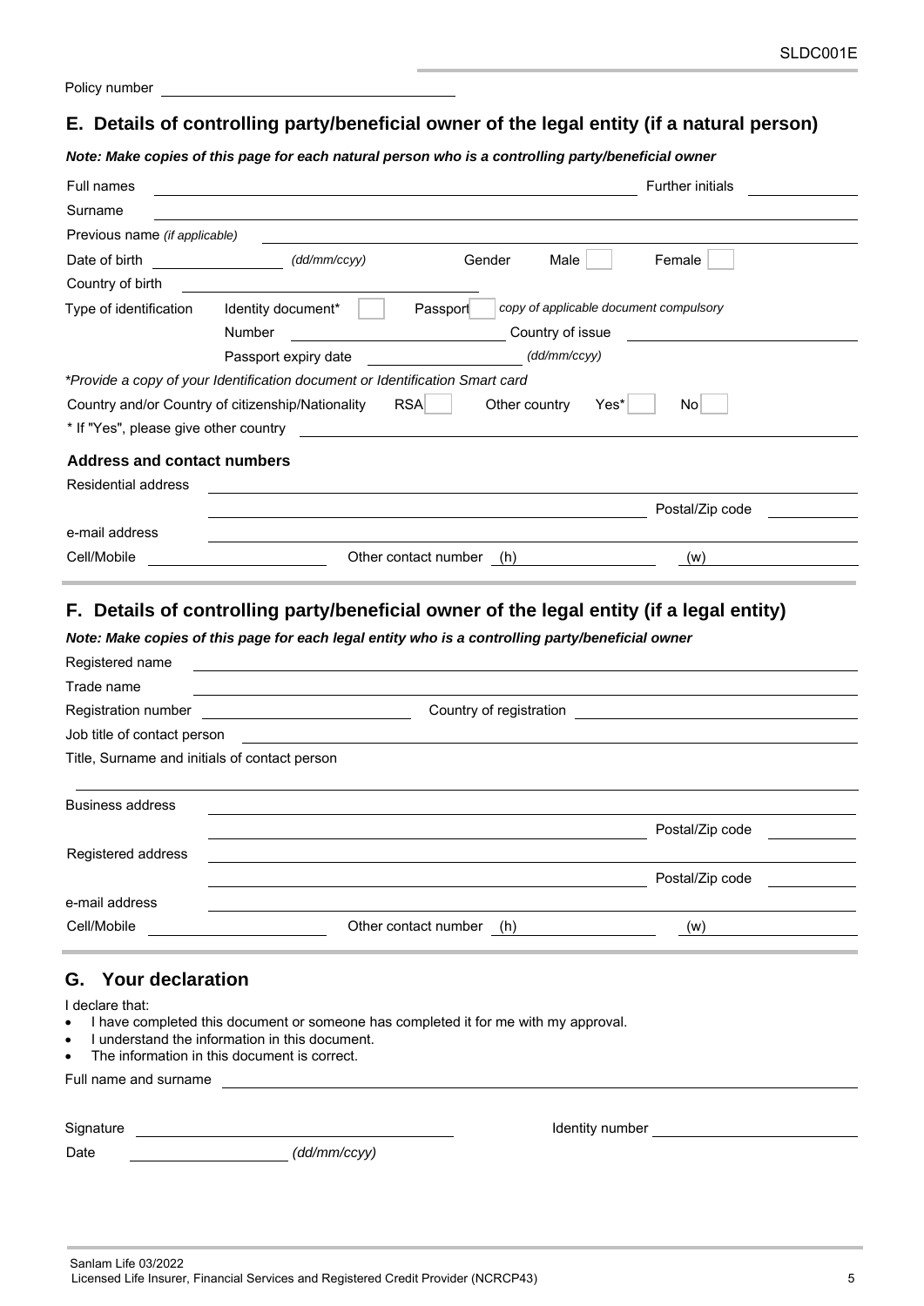Policy number ______________________

## E. Details of controlling party/beneficial owner of the legal entity (if a natural person)

***Note: Make copies of this page for each natural person who is a controlling party/beneficial owner***

Full names ______________________ Further initials __________

Surname ______________________

Previous name *(if applicable)* ______________________

Date of birth __________ *(dd/mm/ccyy)* Gender Male ☐ Female ☐

Country of birth ______________________

Type of identification Identity document* ☐ Passport ☐ *copy of applicable document compulsory*

Number ______________________ Country of issue ______________________

Passport expiry date __________ *(dd/mm/ccyy)*

*\*Provide a copy of your Identification document or Identification Smart card*

Country and/or Country of citizenship/Nationality RSA ☐ Other country Yes* ☐ No ☐

\* If "Yes", please give other country ______________________

### Address and contact numbers

Residential address ______________________

______________________ Postal/Zip code __________

e-mail address ______________________

Cell/Mobile __________ Other contact number (h) __________ (w) __________

## F. Details of controlling party/beneficial owner of the legal entity (if a legal entity)

***Note: Make copies of this page for each legal entity who is a controlling party/beneficial owner***

Registered name ______________________

Trade name ______________________

Registration number __________ Country of registration ______________________

Job title of contact person ______________________

Title, Surname and initials of contact person ______________________

Business address ______________________

______________________ Postal/Zip code __________

Registered address ______________________

______________________ Postal/Zip code __________

e-mail address ______________________

Cell/Mobile __________ Other contact number (h) __________ (w) __________

## G. Your declaration

I declare that:

- I have completed this document or someone has completed it for me with my approval.
- I understand the information in this document.
- The information in this document is correct.

Full name and surname ______________________

Signature ______________________ Identity number ______________________

Date __________ *(dd/mm/ccyy)*

Sanlam Life 03/2022
Licensed Life Insurer, Financial Services and Registered Credit Provider (NCRCP43)